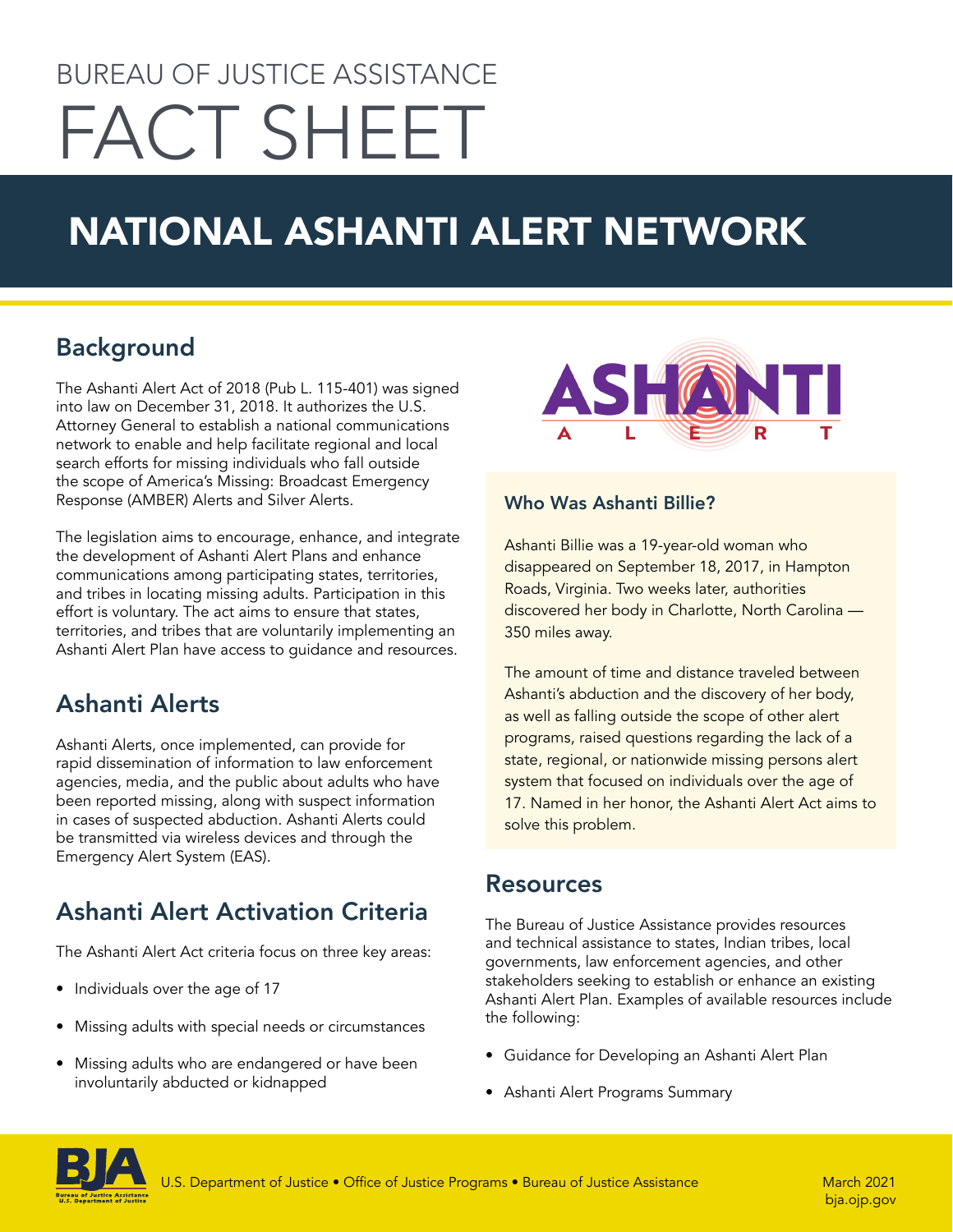BUREAU OF JUSTICE ASSISTANCE

# FACT SHEET

# NATIONAL ASHANTI ALERT NETWORK

## Background

The Ashanti Alert Act of 2018 (Pub L. 115-401) was signed into law on December 31, 2018. It authorizes the U.S. Attorney General to establish a national communications network to enable and help facilitate regional and local search efforts for missing individuals who fall outside the scope of America's Missing: Broadcast Emergency Response (AMBER) Alerts and Silver Alerts.

The legislation aims to encourage, enhance, and integrate the development of Ashanti Alert Plans and enhance communications among participating states, territories, and tribes in locating missing adults. Participation in this effort is voluntary. The act aims to ensure that states, territories, and tribes that are voluntarily implementing an Ashanti Alert Plan have access to guidance and resources.

## Ashanti Alerts

Ashanti Alerts, once implemented, can provide for rapid dissemination of information to law enforcement agencies, media, and the public about adults who have been reported missing, along with suspect information in cases of suspected abduction. Ashanti Alerts could be transmitted via wireless devices and through the Emergency Alert System (EAS).

## Ashanti Alert Activation Criteria

The Ashanti Alert Act criteria focus on three key areas:

- Individuals over the age of 17
- Missing adults with special needs or circumstances
- Missing adults who are endangered or have been involuntarily abducted or kidnapped

### Who Was Ashanti Billie?

Ashanti Billie was a 19-year-old woman who disappeared on September 18, 2017, in Hampton Roads, Virginia. Two weeks later, authorities discovered her body in Charlotte, North Carolina — 350 miles away.

The amount of time and distance traveled between Ashanti's abduction and the discovery of her body, as well as falling outside the scope of other alert programs, raised questions regarding the lack of a state, regional, or nationwide missing persons alert system that focused on individuals over the age of 17. Named in her honor, the Ashanti Alert Act aims to solve this problem.

## Resources

The Bureau of Justice Assistance provides resources and technical assistance to states, Indian tribes, local governments, law enforcement agencies, and other stakeholders seeking to establish or enhance an existing Ashanti Alert Plan. Examples of available resources include the following:

- Guidance for Developing an Ashanti Alert Plan
- Ashanti Alert Programs Summary

U.S. Department of Justice • Office of Justice Programs • Bureau of Justice Assistance

March 2021
bja.ojp.gov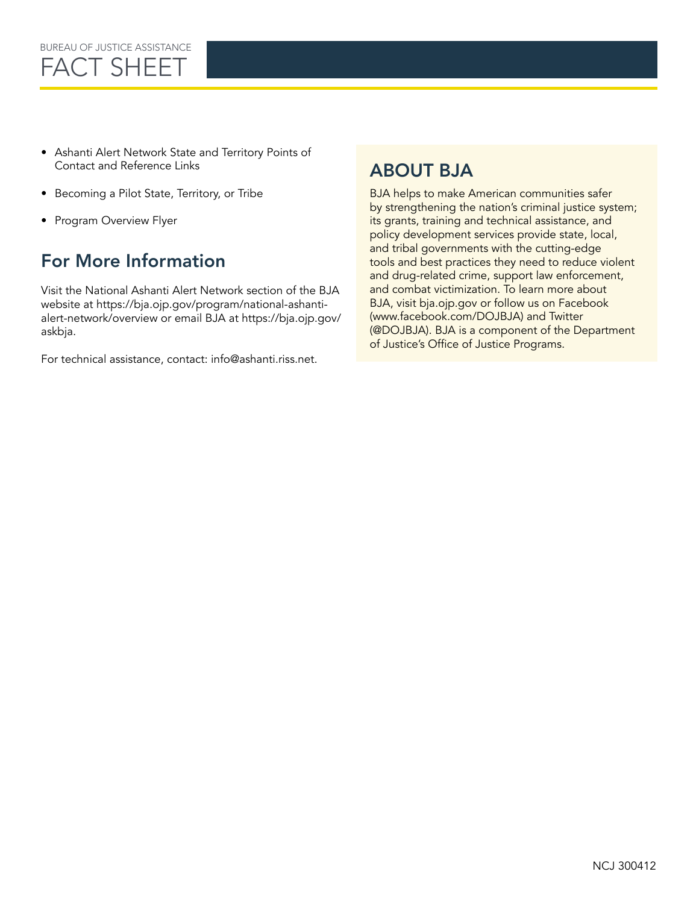- Ashanti Alert Network State and Territory Points of Contact and Reference Links
- Becoming a Pilot State, Territory, or Tribe
- Program Overview Flyer

## For More Information

Visit the National Ashanti Alert Network section of the BJA website at https://bja.ojp.gov/program/national-ashanti-alert-network/overview or email BJA at https://bja.ojp.gov/askbja.

For technical assistance, contact: info@ashanti.riss.net.

## ABOUT BJA

BJA helps to make American communities safer by strengthening the nation's criminal justice system; its grants, training and technical assistance, and policy development services provide state, local, and tribal governments with the cutting-edge tools and best practices they need to reduce violent and drug-related crime, support law enforcement, and combat victimization. To learn more about BJA, visit bja.ojp.gov or follow us on Facebook (www.facebook.com/DOJBJA) and Twitter (@DOJBJA). BJA is a component of the Department of Justice's Office of Justice Programs.

NCJ 300412